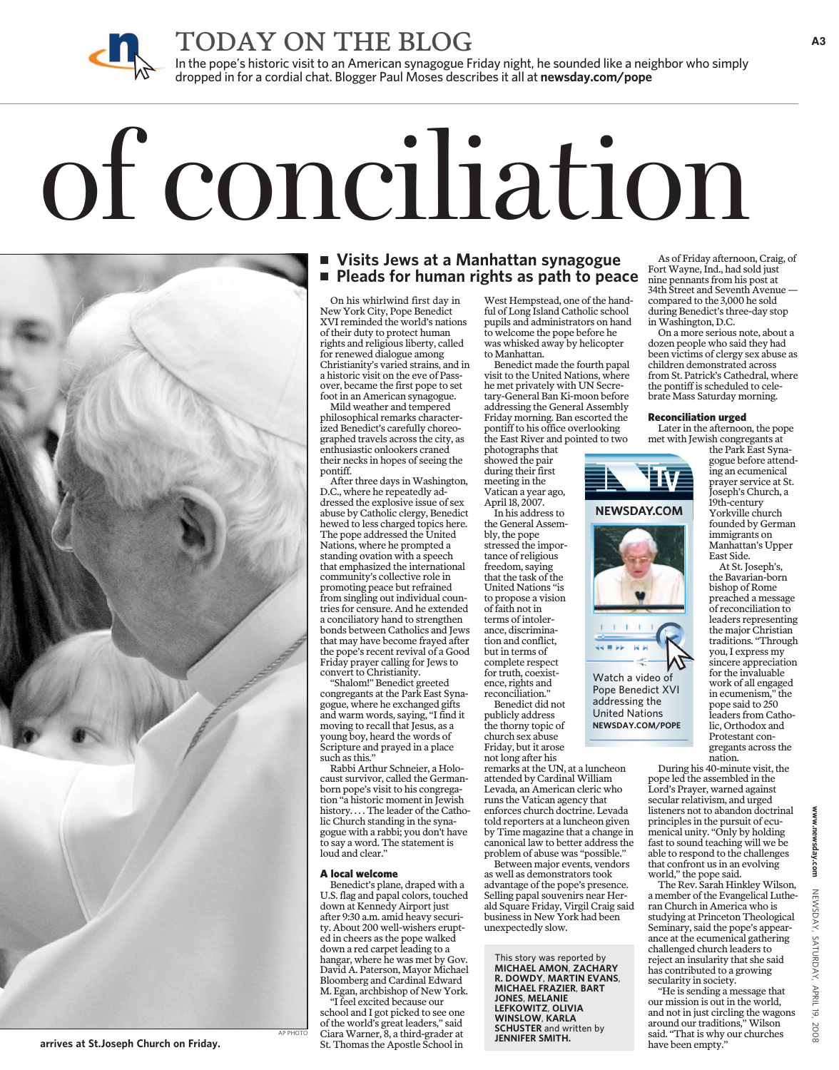# TODAY ON THE BLOG

In the pope's historic visit to an American synagogue Friday night, he sounded like a neighbor who simply dropped in for a cordial chat. Blogger Paul Moses describes it all at **newsday.com/pope**

# of conciliation

arrives at St.Joseph Church on Friday.

AP PHOTO

## ■ Visits Jews at a Manhattan synagogue
## ■ Pleads for human rights as path to peace

On his whirlwind first day in New York City, Pope Benedict XVI reminded the world's nations of their duty to protect human rights and religious liberty, called for renewed dialogue among Christianity's varied strains, and in a historic visit on the eve of Passover, became the first pope to set foot in an American synagogue.

Mild weather and tempered philosophical remarks characterized Benedict's carefully choreographed travels across the city, as enthusiastic onlookers craned their necks in hopes of seeing the pontiff.

After three days in Washington, D.C., where he repeatedly addressed the explosive issue of sex abuse by Catholic clergy, Benedict hewed to less charged topics here. The pope addressed the United Nations, where he prompted a standing ovation with a speech that emphasized the international community's collective role in promoting peace but refrained from singling out individual countries for censure. And he extended a conciliatory hand to strengthen bonds between Catholics and Jews that may have become frayed after the pope's recent revival of a Good Friday prayer calling for Jews to convert to Christianity.

"Shalom!" Benedict greeted congregants at the Park East Synagogue, where he exchanged gifts and warm words, saying, "I find it moving to recall that Jesus, as a young boy, heard the words of Scripture and prayed in a place such as this."

Rabbi Arthur Schneier, a Holocaust survivor, called the German-born pope's visit to his congregation "a historic moment in Jewish history. . . . The leader of the Catholic Church standing in the synagogue with a rabbi; you don't have to say a word. The statement is loud and clear."

### A local welcome

Benedict's plane, draped with a U.S. flag and papal colors, touched down at Kennedy Airport just after 9:30 a.m. amid heavy security. About 200 well-wishers erupted in cheers as the pope walked down a red carpet leading to a hangar, where he was met by Gov. David A. Paterson, Mayor Michael Bloomberg and Cardinal Edward M. Egan, archbishop of New York.

"I feel excited because our school and I got picked to see one of the world's great leaders," said Ciara Warner, 8, a third-grader at St. Thomas the Apostle School in West Hempstead, one of the handful of Long Island Catholic school pupils and administrators on hand to welcome the pope before he was whisked away by helicopter to Manhattan.

Benedict made the fourth papal visit to the United Nations, where he met privately with UN Secretary-General Ban Ki-moon before addressing the General Assembly Friday morning. Ban escorted the pontiff to his office overlooking the East River and pointed to two photographs that showed the pair during their first meeting in the Vatican a year ago, April 18, 2007.

In his address to the General Assembly, the pope stressed the importance of religious freedom, saying that the task of the United Nations "is to propose a vision of faith not in terms of intolerance, discrimination and conflict, but in terms of complete respect for truth, coexistence, rights and reconciliation."

Benedict did not publicly address the thorny topic of church sex abuse Friday, but it arose not long after his remarks at the UN, at a luncheon attended by Cardinal William Levada, an American cleric who runs the Vatican agency that enforces church doctrine. Levada told reporters at a luncheon given by Time magazine that a change in canonical law to better address the problem of abuse was "possible."

Between major events, vendors as well as demonstrators took advantage of the pope's presence. Selling papal souvenirs near Herald Square Friday, Virgil Craig said business in New York had been unexpectedly slow.

As of Friday afternoon, Craig, of Fort Wayne, Ind., had sold just nine pennants from his post at 34th Street and Seventh Avenue — compared to the 3,000 he sold during Benedict's three-day stop in Washington, D.C.

On a more serious note, about a dozen people who said they had been victims of clergy sex abuse as children demonstrated across from St. Patrick's Cathedral, where the pontiff is scheduled to celebrate Mass Saturday morning.

### Reconciliation urged

Later in the afternoon, the pope met with Jewish congregants at the Park East Synagogue before attending an ecumenical prayer service at St. Joseph's Church, a 19th-century Yorkville church founded by German immigrants on Manhattan's Upper East Side.

At St. Joseph's, the Bavarian-born bishop of Rome preached a message of reconciliation to leaders representing the major Christian traditions. "Through you, I express my sincere appreciation for the invaluable work of all engaged in ecumenism," the pope said to 250 leaders from Catholic, Orthodox and Protestant congregants across the nation.

During his 40-minute visit, the pope led the assembled in the Lord's Prayer, warned against secular relativism, and urged listeners not to abandon doctrinal principles in the pursuit of ecumenical unity. "Only by holding fast to sound teaching will we be able to respond to the challenges that confront us in an evolving world," the pope said.

The Rev. Sarah Hinkley Wilson, a member of the Evangelical Lutheran Church in America who is studying at Princeton Theological Seminary, said the pope's appearance at the ecumenical gathering challenged church leaders to reject an insularity that she said has contributed to a growing secularity in society.

"He is sending a message that our mission is out in the world, and not in just circling the wagons around our traditions," Wilson said. "That is why our churches have been empty."

NEWSDAY.COM

Watch a video of Pope Benedict XVI addressing the United Nations
**NEWSDAY.COM/POPE**

This story was reported by **MICHAEL AMON**, **ZACHARY R. DOWDY**, **MARTIN EVANS**, **MICHAEL FRAZIER**, **BART JONES**, **MELANIE LEFKOWITZ**, **OLIVIA WINSLOW**, **KARLA SCHUSTER** and written by **JENNIFER SMITH.**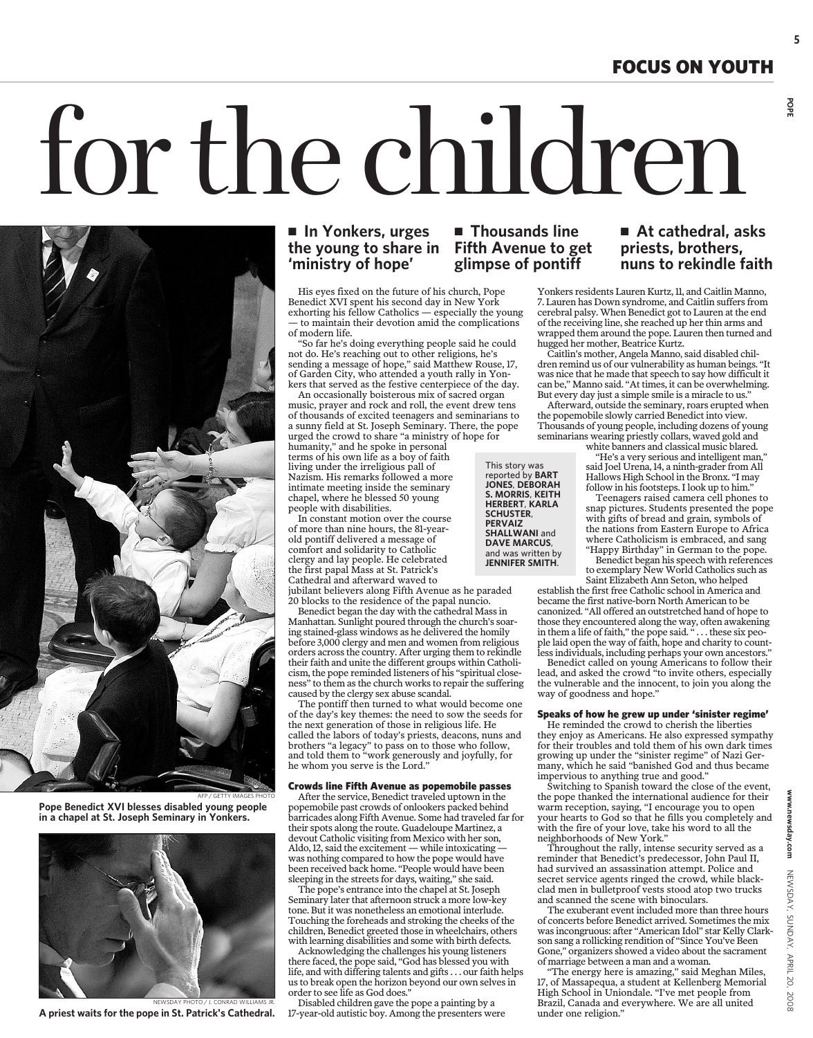# for the children

## ■ In Yonkers, urges the young to share in 'ministry of hope'

## ■ Thousands line Fifth Avenue to get glimpse of pontiff

## ■ At cathedral, asks priests, brothers, nuns to rekindle faith

AFP / GETTY IMAGES PHOTO

**Pope Benedict XVI blesses disabled young people in a chapel at St. Joseph Seminary in Yonkers.**

NEWSDAY PHOTO / J. CONRAD WILLIAMS JR.

**A priest waits for the pope in St. Patrick's Cathedral.**

This story was reported by **BART JONES**, **DEBORAH S. MORRIS**, **KEITH HERBERT**, **KARLA SCHUSTER**, **PERVAIZ SHALLWANI** and **DAVE MARCUS**, and was written by **JENNIFER SMITH**.

His eyes fixed on the future of his church, Pope Benedict XVI spent his second day in New York exhorting his fellow Catholics — especially the young — to maintain their devotion amid the complications of modern life.

"So far he's doing everything people said he could not do. He's reaching out to other religions, he's sending a message of hope," said Matthew Rouse, 17, of Garden City, who attended a youth rally in Yonkers that served as the festive centerpiece of the day.

An occasionally boisterous mix of sacred organ music, prayer and rock and roll, the event drew tens of thousands of excited teenagers and seminarians to a sunny field at St. Joseph Seminary. There, the pope urged the crowd to share "a ministry of hope for humanity," and he spoke in personal terms of his own life as a boy of faith living under the irreligious pall of Nazism. His remarks followed a more intimate meeting inside the seminary chapel, where he blessed 50 young people with disabilities.

In constant motion over the course of more than nine hours, the 81-year-old pontiff delivered a message of comfort and solidarity to Catholic clergy and lay people. He celebrated the first papal Mass at St. Patrick's Cathedral and afterward waved to jubilant believers along Fifth Avenue as he paraded 20 blocks to the residence of the papal nuncio.

Benedict began the day with the cathedral Mass in Manhattan. Sunlight poured through the church's soaring stained-glass windows as he delivered the homily before 3,000 clergy and men and women from religious orders across the country. After urging them to rekindle their faith and unite the different groups within Catholicism, the pope reminded listeners of his "spiritual closeness" to them as the church works to repair the suffering caused by the clergy sex abuse scandal.

The pontiff then turned to what would become one of the day's key themes: the need to sow the seeds for the next generation of those in religious life. He called the labors of today's priests, deacons, nuns and brothers "a legacy" to pass on to those who follow, and told them to "work generously and joyfully, for he whom you serve is the Lord."

### Crowds line Fifth Avenue as popemobile passes

After the service, Benedict traveled uptown in the popemobile past crowds of onlookers packed behind barricades along Fifth Avenue. Some had traveled far for their spots along the route. Guadeloupe Martinez, a devout Catholic visiting from Mexico with her son, Aldo, 12, said the excitement — while intoxicating — was nothing compared to how the pope would have been received back home. "People would have been sleeping in the streets for days, waiting," she said.

The pope's entrance into the chapel at St. Joseph Seminary later that afternoon struck a more low-key tone. But it was nonetheless an emotional interlude. Touching the foreheads and stroking the cheeks of the children, Benedict greeted those in wheelchairs, others with learning disabilities and some with birth defects.

Acknowledging the challenges his young listeners there faced, the pope said, "God has blessed you with life, and with differing talents and gifts . . . our faith helps us to break open the horizon beyond our own selves in order to see life as God does."

Disabled children gave the pope a painting by a 17-year-old autistic boy. Among the presenters were Yonkers residents Lauren Kurtz, 11, and Caitlin Manno, 7. Lauren has Down syndrome, and Caitlin suffers from cerebral palsy. When Benedict got to Lauren at the end of the receiving line, she reached up her thin arms and wrapped them around the pope. Lauren then turned and hugged her mother, Beatrice Kurtz.

Caitlin's mother, Angela Manno, said disabled children remind us of our vulnerability as human beings. "It was nice that he made that speech to say how difficult it can be," Manno said. "At times, it can be overwhelming. But every day just a simple smile is a miracle to us."

Afterward, outside the seminary, roars erupted when the popemobile slowly carried Benedict into view. Thousands of young people, including dozens of young seminarians wearing priestly collars, waved gold and white banners and classical music blared.

"He's a very serious and intelligent man," said Joel Urena, 14, a ninth-grader from All Hallows High School in the Bronx. "I may follow in his footsteps. I look up to him."

Teenagers raised camera cell phones to snap pictures. Students presented the pope with gifts of bread and grain, symbols of the nations from Eastern Europe to Africa where Catholicism is embraced, and sang "Happy Birthday" in German to the pope.

Benedict began his speech with references to exemplary New World Catholics such as Saint Elizabeth Ann Seton, who helped establish the first free Catholic school in America and became the first native-born North American to be canonized. "All offered an outstretched hand of hope to those they encountered along the way, often awakening in them a life of faith," the pope said. " . . . these six people laid open the way of faith, hope and charity to countless individuals, including perhaps your own ancestors."

Benedict called on young Americans to follow their lead, and asked the crowd "to invite others, especially the vulnerable and the innocent, to join you along the way of goodness and hope."

### Speaks of how he grew up under 'sinister regime'

He reminded the crowd to cherish the liberties they enjoy as Americans. He also expressed sympathy for their troubles and told them of his own dark times growing up under the "sinister regime" of Nazi Germany, which he said "banished God and thus became impervious to anything true and good."

Switching to Spanish toward the close of the event, the pope thanked the international audience for their warm reception, saying, "I encourage you to open your hearts to God so that he fills you completely and with the fire of your love, take his word to all the neighborhoods of New York."

Throughout the rally, intense security served as a reminder that Benedict's predecessor, John Paul II, had survived an assassination attempt. Police and secret service agents ringed the crowd, while black-clad men in bulletproof vests stood atop two trucks and scanned the scene with binoculars.

The exuberant event included more than three hours of concerts before Benedict arrived. Sometimes the mix was incongruous: after "American Idol" star Kelly Clarkson sang a rollicking rendition of "Since You've Been Gone," organizers showed a video about the sacrament of marriage between a man and a woman.

"The energy here is amazing," said Meghan Miles, 17, of Massapequa, a student at Kellenberg Memorial High School in Uniondale. "I've met people from Brazil, Canada and everywhere. We are all united under one religion."